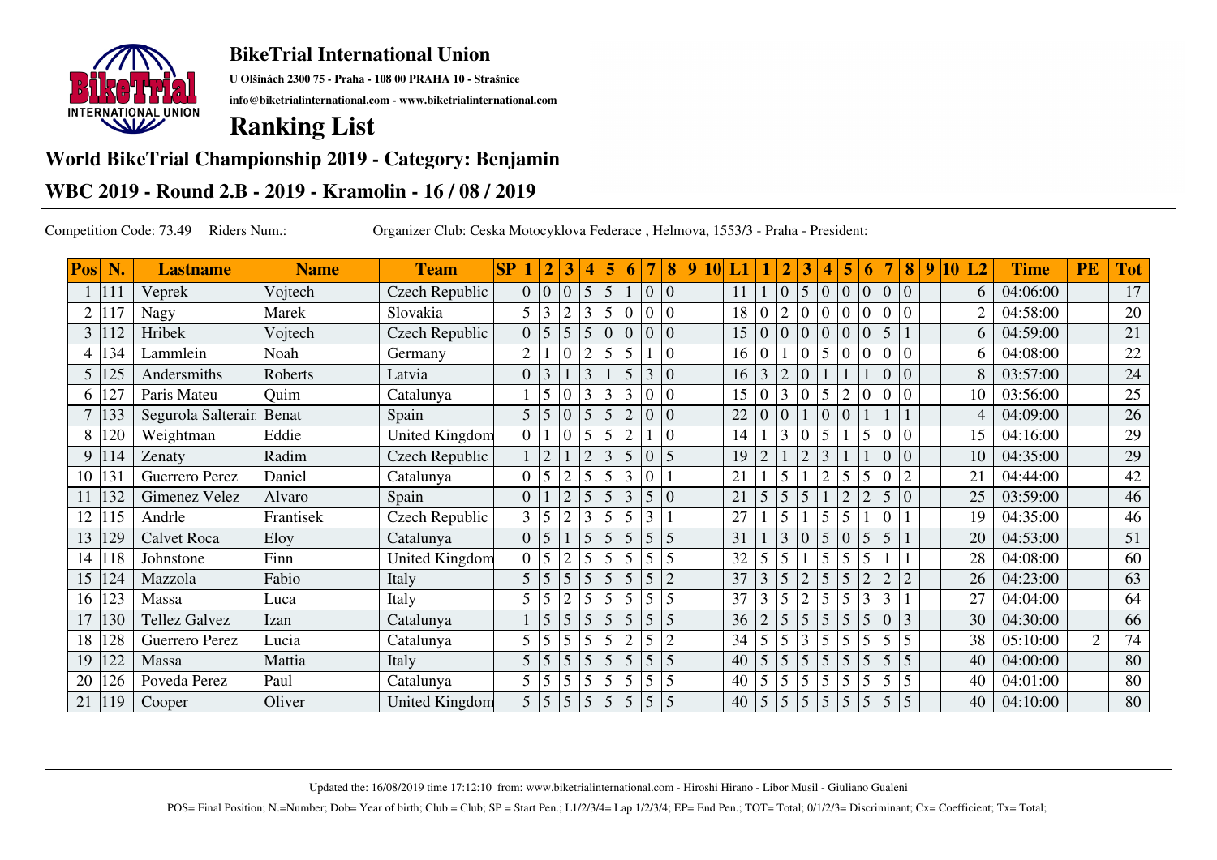## BikeTrial International Union

**U Olšinách 2300 75 - Praha - 108 00 PRAHA 10 - Strašnice**

**info@biketrialinternational.com - www.biketrialinternational.com**

# Ranking List

## World BikeTrial Championship 2019 - Category: Benjamin

## WBC 2019 - Round 2.B - 2019 - Kramolin - 16 / 08 / 2019

Competition Code: 73.49 Riders Num.: Organizer Club: Ceska Motocyklova Federace , Helmova, 1553/3 - Praha - President:

| Pos | N. | Lastname | Name | Team | SP | 1 | 2 | 3 | 4 | 5 | 6 | 7 | 8 | 9 | 10 | L1 | 1 | 2 | 3 | 4 | 5 | 6 | 7 | 8 | 9 | 10 | L2 | Time | PE | Tot |
|---|---|---|---|---|---|---|---|---|---|---|---|---|---|---|---|---|---|---|---|---|---|---|---|---|---|---|---|---|---|---|
| 1 | 111 | Veprek | Vojtech | Czech Republic | | 0 | 0 | 0 | 5 | 5 | 1 | 0 | 0 | | | 11 | 1 | 0 | 5 | 0 | 0 | 0 | 0 | 0 | | | 6 | 04:06:00 | | 17 |
| 2 | 117 | Nagy | Marek | Slovakia | | 5 | 3 | 2 | 3 | 5 | 0 | 0 | 0 | | | 18 | 0 | 2 | 0 | 0 | 0 | 0 | 0 | 0 | | | 2 | 04:58:00 | | 20 |
| 3 | 112 | Hribek | Vojtech | Czech Republic | | 0 | 5 | 5 | 5 | 0 | 0 | 0 | 0 | | | 15 | 0 | 0 | 0 | 0 | 0 | 0 | 5 | 1 | | | 6 | 04:59:00 | | 21 |
| 4 | 134 | Lammlein | Noah | Germany | | 2 | 1 | 0 | 2 | 5 | 5 | 1 | 0 | | | 16 | 0 | 1 | 0 | 5 | 0 | 0 | 0 | 0 | | | 6 | 04:08:00 | | 22 |
| 5 | 125 | Andersmiths | Roberts | Latvia | | 0 | 3 | 1 | 3 | 1 | 5 | 3 | 0 | | | 16 | 3 | 2 | 0 | 1 | 1 | 1 | 0 | 0 | | | 8 | 03:57:00 | | 24 |
| 6 | 127 | Paris Mateu | Quim | Catalunya | | 1 | 5 | 0 | 3 | 3 | 3 | 0 | 0 | | | 15 | 0 | 3 | 0 | 5 | 2 | 0 | 0 | 0 | | | 10 | 03:56:00 | | 25 |
| 7 | 133 | Segurola Salterain | Benat | Spain | | 5 | 5 | 0 | 5 | 5 | 2 | 0 | 0 | | | 22 | 0 | 0 | 1 | 0 | 0 | 1 | 1 | 1 | | | 4 | 04:09:00 | | 26 |
| 8 | 120 | Weightman | Eddie | United Kingdom | | 0 | 1 | 0 | 5 | 5 | 2 | 1 | 0 | | | 14 | 1 | 3 | 0 | 5 | 1 | 5 | 0 | 0 | | | 15 | 04:16:00 | | 29 |
| 9 | 114 | Zenaty | Radim | Czech Republic | | 1 | 2 | 1 | 2 | 3 | 5 | 0 | 5 | | | 19 | 2 | 1 | 2 | 3 | 1 | 1 | 0 | 0 | | | 10 | 04:35:00 | | 29 |
| 10 | 131 | Guerrero Perez | Daniel | Catalunya | | 0 | 5 | 2 | 5 | 5 | 3 | 0 | 1 | | | 21 | 1 | 5 | 1 | 2 | 5 | 5 | 0 | 2 | | | 21 | 04:44:00 | | 42 |
| 11 | 132 | Gimenez Velez | Alvaro | Spain | | 0 | 1 | 2 | 5 | 5 | 3 | 5 | 0 | | | 21 | 5 | 5 | 5 | 1 | 2 | 2 | 5 | 0 | | | 25 | 03:59:00 | | 46 |
| 12 | 115 | Andrle | Frantisek | Czech Republic | | 3 | 5 | 2 | 3 | 5 | 5 | 3 | 1 | | | 27 | 1 | 5 | 1 | 5 | 5 | 1 | 0 | 1 | | | 19 | 04:35:00 | | 46 |
| 13 | 129 | Calvet Roca | Eloy | Catalunya | | 0 | 5 | 1 | 5 | 5 | 5 | 5 | 5 | | | 31 | 1 | 3 | 0 | 5 | 0 | 5 | 5 | 1 | | | 20 | 04:53:00 | | 51 |
| 14 | 118 | Johnstone | Finn | United Kingdom | | 0 | 5 | 2 | 5 | 5 | 5 | 5 | 5 | | | 32 | 5 | 5 | 1 | 5 | 5 | 5 | 1 | 1 | | | 28 | 04:08:00 | | 60 |
| 15 | 124 | Mazzola | Fabio | Italy | | 5 | 5 | 5 | 5 | 5 | 5 | 5 | 2 | | | 37 | 3 | 5 | 2 | 5 | 5 | 2 | 2 | 2 | | | 26 | 04:23:00 | | 63 |
| 16 | 123 | Massa | Luca | Italy | | 5 | 5 | 2 | 5 | 5 | 5 | 5 | 5 | | | 37 | 3 | 5 | 2 | 5 | 5 | 3 | 3 | 1 | | | 27 | 04:04:00 | | 64 |
| 17 | 130 | Tellez Galvez | Izan | Catalunya | | 1 | 5 | 5 | 5 | 5 | 5 | 5 | 5 | | | 36 | 2 | 5 | 5 | 5 | 5 | 5 | 0 | 3 | | | 30 | 04:30:00 | | 66 |
| 18 | 128 | Guerrero Perez | Lucia | Catalunya | | 5 | 5 | 5 | 5 | 5 | 2 | 5 | 2 | | | 34 | 5 | 5 | 3 | 5 | 5 | 5 | 5 | 5 | | | 38 | 05:10:00 | 2 | 74 |
| 19 | 122 | Massa | Mattia | Italy | | 5 | 5 | 5 | 5 | 5 | 5 | 5 | 5 | | | 40 | 5 | 5 | 5 | 5 | 5 | 5 | 5 | 5 | | | 40 | 04:00:00 | | 80 |
| 20 | 126 | Poveda Perez | Paul | Catalunya | | 5 | 5 | 5 | 5 | 5 | 5 | 5 | 5 | | | 40 | 5 | 5 | 5 | 5 | 5 | 5 | 5 | 5 | | | 40 | 04:01:00 | | 80 |
| 21 | 119 | Cooper | Oliver | United Kingdom | | 5 | 5 | 5 | 5 | 5 | 5 | 5 | 5 | | | 40 | 5 | 5 | 5 | 5 | 5 | 5 | 5 | 5 | | | 40 | 04:10:00 | | 80 |

Updated the: 16/08/2019 time 17:12:10 from: www.biketrialinternational.com - Hiroshi Hirano - Libor Musil - Giuliano Gualeni

POS= Final Position; N.=Number; Dob= Year of birth; Club = Club; SP = Start Pen.; L1/2/3/4= Lap 1/2/3/4; EP= End Pen.; TOT= Total; 0/1/2/3= Discriminant; Cx= Coefficient; Tx= Total;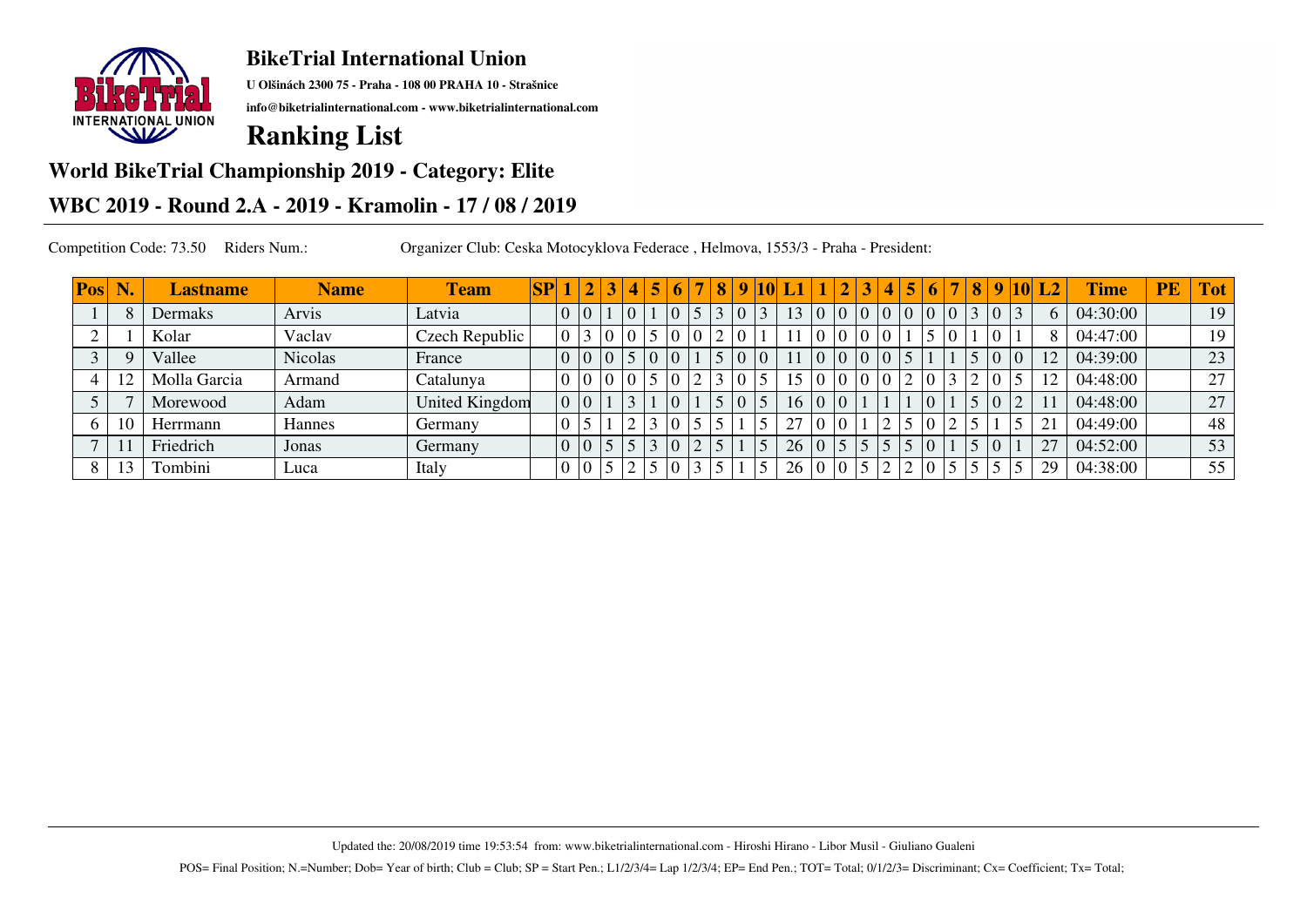**BikeTrial International Union**

**U Olšinách 2300 75 - Praha - 108 00 PRAHA 10 - Strašnice**

**info@biketrialinternational.com - www.biketrialinternational.com**

# Ranking List

## World BikeTrial Championship 2019 - Category: Elite

## WBC 2019 - Round 2.A - 2019 - Kramolin - 17 / 08 / 2019

Competition Code: 73.50 Riders Num.: Organizer Club: Ceska Motocyklova Federace , Helmova, 1553/3 - Praha - President:

| Pos | N. | Lastname | Name | Team | SP | 1 | 2 | 3 | 4 | 5 | 6 | 7 | 8 | 9 | 10 | L1 | 1 | 2 | 3 | 4 | 5 | 6 | 7 | 8 | 9 | 10 | L2 | Time | PE | Tot |
|---|---|---|---|---|---|---|---|---|---|---|---|---|---|---|---|---|---|---|---|---|---|---|---|---|---|---|---|---|---|---|
| 1 | 8 | Dermaks | Arvis | Latvia | | 0 | 0 | 1 | 0 | 1 | 0 | 5 | 3 | 0 | 3 | 13 | 0 | 0 | 0 | 0 | 0 | 0 | 0 | 3 | 0 | 3 | 6 | 04:30:00 | | 19 |
| 2 | 1 | Kolar | Vaclav | Czech Republic | | 0 | 3 | 0 | 0 | 5 | 0 | 0 | 2 | 0 | 1 | 11 | 0 | 0 | 0 | 0 | 1 | 5 | 0 | 1 | 0 | 1 | 8 | 04:47:00 | | 19 |
| 3 | 9 | Vallee | Nicolas | France | | 0 | 0 | 0 | 5 | 0 | 0 | 1 | 5 | 0 | 0 | 11 | 0 | 0 | 0 | 0 | 5 | 1 | 1 | 5 | 0 | 0 | 12 | 04:39:00 | | 23 |
| 4 | 12 | Molla Garcia | Armand | Catalunya | | 0 | 0 | 0 | 0 | 5 | 0 | 2 | 3 | 0 | 5 | 15 | 0 | 0 | 0 | 0 | 2 | 0 | 3 | 2 | 0 | 5 | 12 | 04:48:00 | | 27 |
| 5 | 7 | Morewood | Adam | United Kingdom | | 0 | 0 | 1 | 3 | 1 | 0 | 1 | 5 | 0 | 5 | 16 | 0 | 0 | 1 | 1 | 1 | 0 | 1 | 5 | 0 | 2 | 11 | 04:48:00 | | 27 |
| 6 | 10 | Herrmann | Hannes | Germany | | 0 | 5 | 1 | 2 | 3 | 0 | 5 | 5 | 1 | 5 | 27 | 0 | 0 | 1 | 2 | 5 | 0 | 2 | 5 | 1 | 5 | 21 | 04:49:00 | | 48 |
| 7 | 11 | Friedrich | Jonas | Germany | | 0 | 0 | 5 | 5 | 3 | 0 | 2 | 5 | 1 | 5 | 26 | 0 | 5 | 5 | 5 | 5 | 0 | 1 | 5 | 0 | 1 | 27 | 04:52:00 | | 53 |
| 8 | 13 | Tombini | Luca | Italy | | 0 | 0 | 5 | 2 | 5 | 0 | 3 | 5 | 1 | 5 | 26 | 0 | 0 | 5 | 2 | 2 | 0 | 5 | 5 | 5 | 5 | 29 | 04:38:00 | | 55 |

Updated the: 20/08/2019 time 19:53:54 from: www.biketrialinternational.com - Hiroshi Hirano - Libor Musil - Giuliano Gualeni

POS= Final Position; N.=Number; Dob= Year of birth; Club = Club; SP = Start Pen.; L1/2/3/4= Lap 1/2/3/4; EP= End Pen.; TOT= Total; 0/1/2/3= Discriminant; Cx= Coefficient; Tx= Total;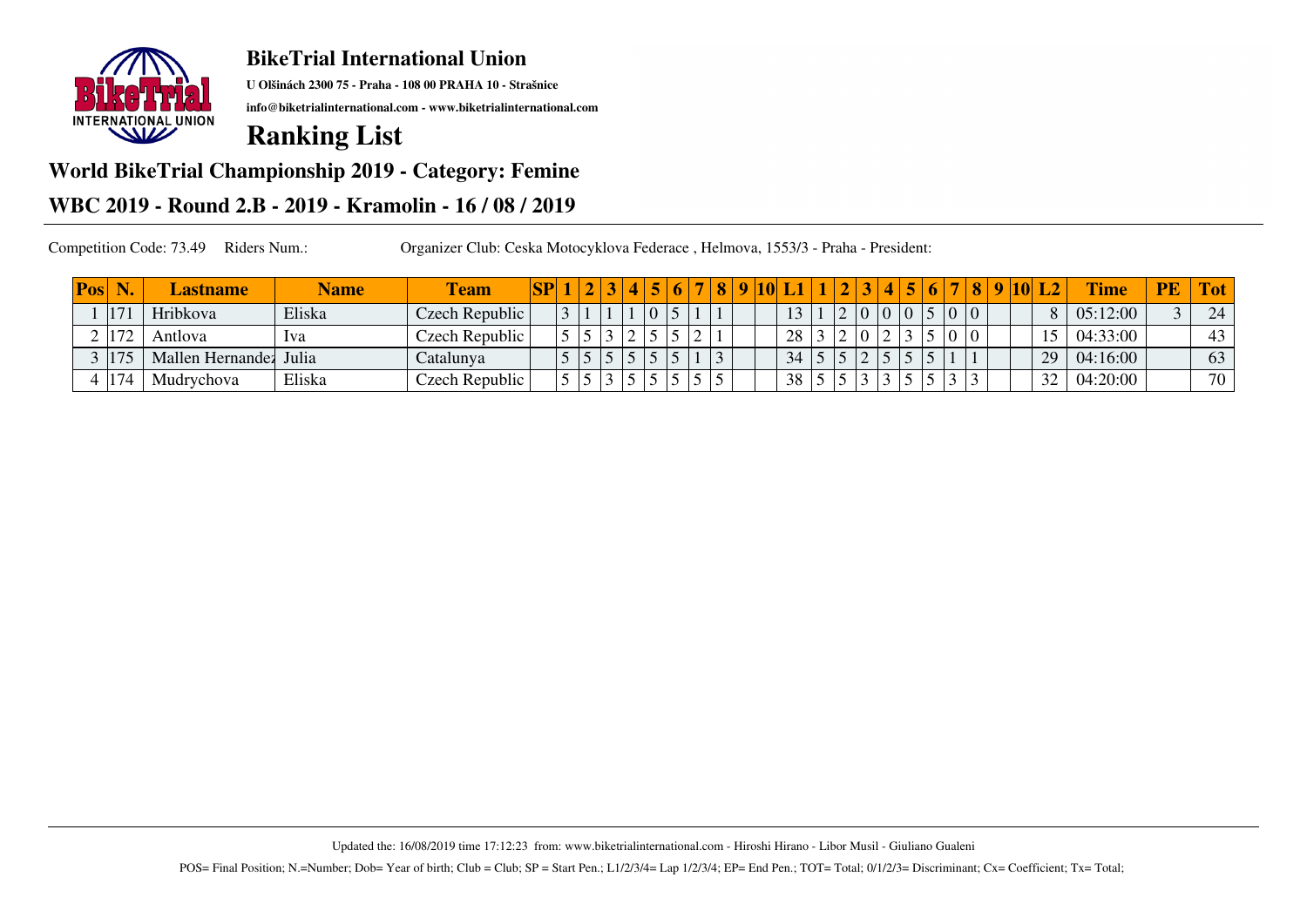## BikeTrial International Union

**U Olšinách 2300 75 - Praha - 108 00 PRAHA 10 - Strašnice**

**info@biketrialinternational.com - www.biketrialinternational.com**

# Ranking List

## World BikeTrial Championship 2019 - Category: Femine

## WBC 2019 - Round 2.B - 2019 - Kramolin - 16 / 08 / 2019

Competition Code: 73.49 Riders Num.: Organizer Club: Ceska Motocyklova Federace , Helmova, 1553/3 - Praha - President:

| Pos | N. | Lastname | Name | Team | SP | 1 | 2 | 3 | 4 | 5 | 6 | 7 | 8 | 9 | 10 | L1 | 1 | 2 | 3 | 4 | 5 | 6 | 7 | 8 | 9 | 10 | L2 | Time | PE | Tot |
|---|---|---|---|---|---|---|---|---|---|---|---|---|---|---|---|---|---|---|---|---|---|---|---|---|---|---|---|---|---|---|
| 1 | 171 | Hribkova | Eliska | Czech Republic | | 3 | 1 | 1 | 1 | 0 | 5 | 1 | 1 | | | 13 | 1 | 2 | 0 | 0 | 0 | 5 | 0 | 0 | | | 8 | 05:12:00 | 3 | 24 |
| 2 | 172 | Antlova | Iva | Czech Republic | | 5 | 5 | 3 | 2 | 5 | 5 | 2 | 1 | | | 28 | 3 | 2 | 0 | 2 | 3 | 5 | 0 | 0 | | | 15 | 04:33:00 | | 43 |
| 3 | 175 | Mallen Hernandez | Julia | Catalunya | | 5 | 5 | 5 | 5 | 5 | 5 | 1 | 3 | | | 34 | 5 | 5 | 2 | 5 | 5 | 5 | 1 | 1 | | | 29 | 04:16:00 | | 63 |
| 4 | 174 | Mudrychova | Eliska | Czech Republic | | 5 | 5 | 3 | 5 | 5 | 5 | 5 | 5 | | | 38 | 5 | 5 | 3 | 3 | 5 | 5 | 3 | 3 | | | 32 | 04:20:00 | | 70 |

Updated the: 16/08/2019 time 17:12:23 from: www.biketrialinternational.com - Hiroshi Hirano - Libor Musil - Giuliano Gualeni

POS= Final Position; N.=Number; Dob= Year of birth; Club = Club; SP = Start Pen.; L1/2/3/4= Lap 1/2/3/4; EP= End Pen.; TOT= Total; 0/1/2/3= Discriminant; Cx= Coefficient; Tx= Total;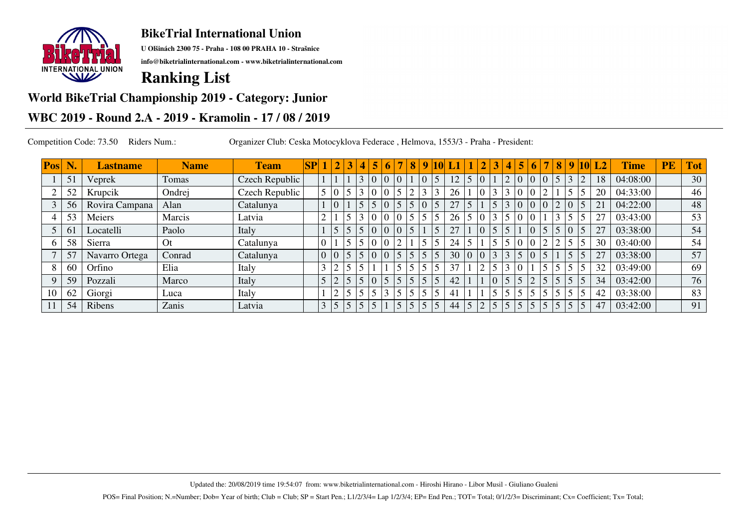# BikeTrial International Union

**U Olšinách 2300 75 - Praha - 108 00 PRAHA 10 - Strašnice**

**info@biketrialinternational.com - www.biketrialinternational.com**

## Ranking List

### World BikeTrial Championship 2019 - Category: Junior

### WBC 2019 - Round 2.A - 2019 - Kramolin - 17 / 08 / 2019

Competition Code: 73.50 Riders Num.: Organizer Club: Ceska Motocyklova Federace , Helmova, 1553/3 - Praha - President:

| Pos | N. | Lastname | Name | Team | SP | 1 | 2 | 3 | 4 | 5 | 6 | 7 | 8 | 9 | 10 | L1 | 1 | 2 | 3 | 4 | 5 | 6 | 7 | 8 | 9 | 10 | L2 | Time | PE | Tot |
|---|---|---|---|---|---|---|---|---|---|---|---|---|---|---|---|---|---|---|---|---|---|---|---|---|---|---|---|---|---|---|
| 1 | 51 | Veprek | Tomas | Czech Republic | | 1 | 1 | 1 | 3 | 0 | 0 | 0 | 1 | 0 | 5 | 12 | 5 | 0 | 1 | 2 | 0 | 0 | 0 | 5 | 3 | 2 | 18 | 04:08:00 | | 30 |
| 2 | 52 | Krupcik | Ondrej | Czech Republic | | 5 | 0 | 5 | 3 | 0 | 0 | 5 | 2 | 3 | 3 | 26 | 1 | 0 | 3 | 3 | 0 | 0 | 2 | 1 | 5 | 5 | 20 | 04:33:00 | | 46 |
| 3 | 56 | Rovira Campana | Alan | Catalunya | | 1 | 0 | 1 | 5 | 5 | 0 | 5 | 5 | 0 | 5 | 27 | 5 | 1 | 5 | 3 | 0 | 0 | 0 | 2 | 0 | 5 | 21 | 04:22:00 | | 48 |
| 4 | 53 | Meiers | Marcis | Latvia | | 2 | 1 | 5 | 3 | 0 | 0 | 0 | 5 | 5 | 5 | 26 | 5 | 0 | 3 | 5 | 0 | 0 | 1 | 3 | 5 | 5 | 27 | 03:43:00 | | 53 |
| 5 | 61 | Locatelli | Paolo | Italy | | 1 | 5 | 5 | 5 | 0 | 0 | 0 | 5 | 1 | 5 | 27 | 1 | 0 | 5 | 5 | 1 | 0 | 5 | 5 | 0 | 5 | 27 | 03:38:00 | | 54 |
| 6 | 58 | Sierra | Ot | Catalunya | | 0 | 1 | 5 | 5 | 0 | 0 | 2 | 1 | 5 | 5 | 24 | 5 | 1 | 5 | 5 | 0 | 0 | 2 | 2 | 5 | 5 | 30 | 03:40:00 | | 54 |
| 7 | 57 | Navarro Ortega | Conrad | Catalunya | | 0 | 0 | 5 | 5 | 0 | 0 | 5 | 5 | 5 | 5 | 30 | 0 | 0 | 3 | 3 | 5 | 0 | 5 | 1 | 5 | 5 | 27 | 03:38:00 | | 57 |
| 8 | 60 | Orfino | Elia | Italy | | 3 | 2 | 5 | 5 | 1 | 1 | 5 | 5 | 5 | 5 | 37 | 1 | 2 | 5 | 3 | 0 | 1 | 5 | 5 | 5 | 5 | 32 | 03:49:00 | | 69 |
| 9 | 59 | Pozzali | Marco | Italy | | 5 | 2 | 5 | 5 | 0 | 5 | 5 | 5 | 5 | 5 | 42 | 1 | 1 | 0 | 5 | 5 | 2 | 5 | 5 | 5 | 5 | 34 | 03:42:00 | | 76 |
| 10 | 62 | Giorgi | Luca | Italy | | 1 | 2 | 5 | 5 | 5 | 3 | 5 | 5 | 5 | 5 | 41 | 1 | 1 | 5 | 5 | 5 | 5 | 5 | 5 | 5 | 5 | 42 | 03:38:00 | | 83 |
| 11 | 54 | Ribens | Zanis | Latvia | | 3 | 5 | 5 | 5 | 5 | 1 | 5 | 5 | 5 | 5 | 44 | 5 | 2 | 5 | 5 | 5 | 5 | 5 | 5 | 5 | 5 | 47 | 03:42:00 | | 91 |

Updated the: 20/08/2019 time 19:54:07 from: www.biketrialinternational.com - Hiroshi Hirano - Libor Musil - Giuliano Gualeni

POS= Final Position; N.=Number; Dob= Year of birth; Club = Club; SP = Start Pen.; L1/2/3/4= Lap 1/2/3/4; EP= End Pen.; TOT= Total; 0/1/2/3= Discriminant; Cx= Coefficient; Tx= Total;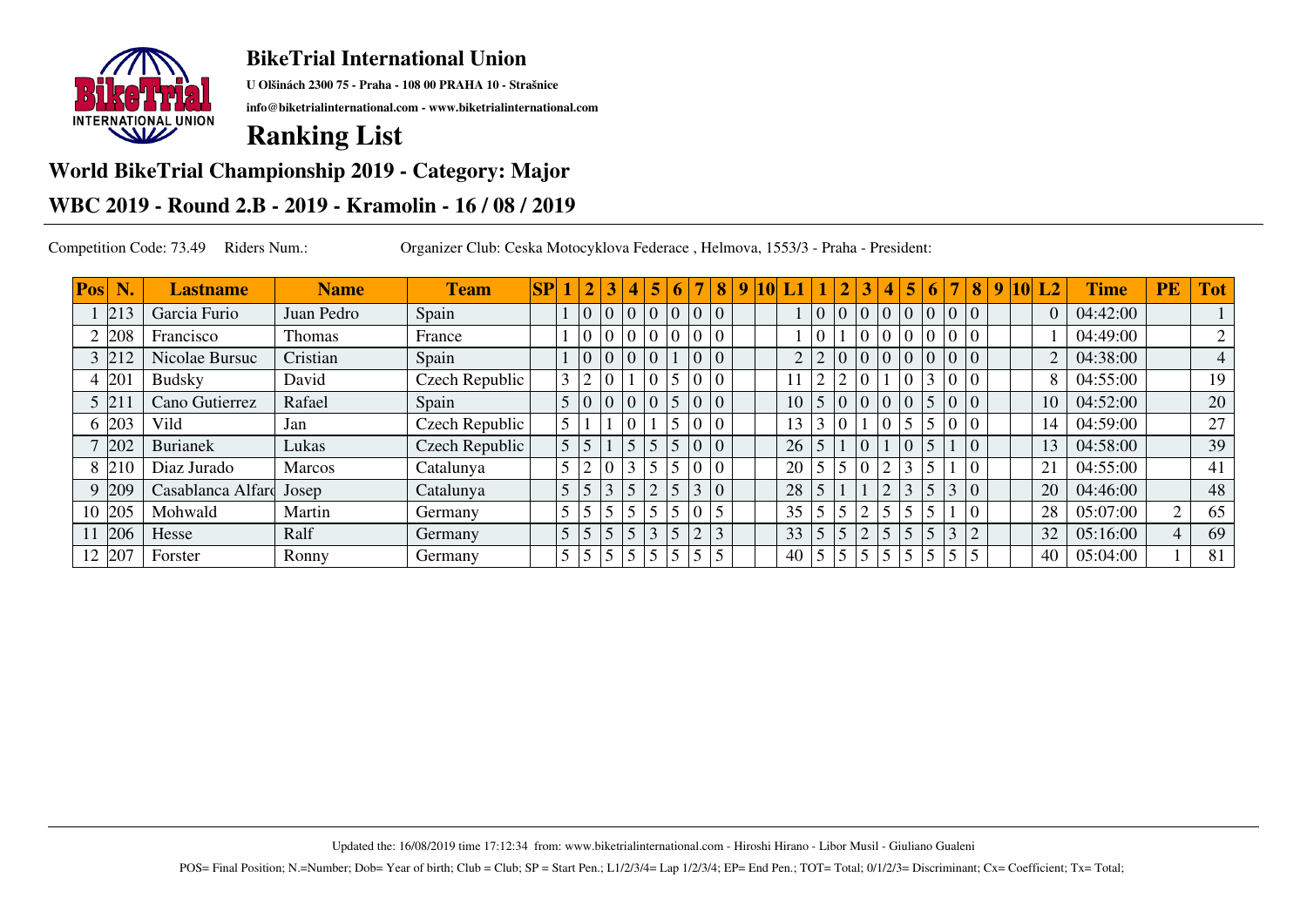## BikeTrial International Union

**U Olšinách 2300 75 - Praha - 108 00 PRAHA 10 - Strašnice**

**info@biketrialinternational.com - www.biketrialinternational.com**

# Ranking List

## World BikeTrial Championship 2019 - Category: Major

## WBC 2019 - Round 2.B - 2019 - Kramolin - 16 / 08 / 2019

Competition Code: 73.49 Riders Num.: Organizer Club: Ceska Motocyklova Federace , Helmova, 1553/3 - Praha - President:

| Pos | N. | Lastname | Name | Team | SP | 1 | 2 | 3 | 4 | 5 | 6 | 7 | 8 | 9 | 10 | L1 | 1 | 2 | 3 | 4 | 5 | 6 | 7 | 8 | 9 | 10 | L2 | Time | PE | Tot |
|---|---|---|---|---|---|---|---|---|---|---|---|---|---|---|---|---|---|---|---|---|---|---|---|---|---|---|---|---|---|---|
| 1 | 213 | Garcia Furio | Juan Pedro | Spain | | 1 | 0 | 0 | 0 | 0 | 0 | 0 | 0 | | | 1 | 0 | 0 | 0 | 0 | 0 | 0 | 0 | 0 | | | 0 | 04:42:00 | | 1 |
| 2 | 208 | Francisco | Thomas | France | | 1 | 0 | 0 | 0 | 0 | 0 | 0 | 0 | | | 1 | 0 | 1 | 0 | 0 | 0 | 0 | 0 | 0 | | | 1 | 04:49:00 | | 2 |
| 3 | 212 | Nicolae Bursuc | Cristian | Spain | | 1 | 0 | 0 | 0 | 0 | 1 | 0 | 0 | | | 2 | 2 | 0 | 0 | 0 | 0 | 0 | 0 | 0 | | | 2 | 04:38:00 | | 4 |
| 4 | 201 | Budsky | David | Czech Republic | | 3 | 2 | 0 | 1 | 0 | 5 | 0 | 0 | | | 11 | 2 | 2 | 0 | 1 | 0 | 3 | 0 | 0 | | | 8 | 04:55:00 | | 19 |
| 5 | 211 | Cano Gutierrez | Rafael | Spain | | 5 | 0 | 0 | 0 | 0 | 5 | 0 | 0 | | | 10 | 5 | 0 | 0 | 0 | 0 | 5 | 0 | 0 | | | 10 | 04:52:00 | | 20 |
| 6 | 203 | Vild | Jan | Czech Republic | | 5 | 1 | 1 | 0 | 1 | 5 | 0 | 0 | | | 13 | 3 | 0 | 1 | 0 | 5 | 5 | 0 | 0 | | | 14 | 04:59:00 | | 27 |
| 7 | 202 | Burianek | Lukas | Czech Republic | | 5 | 5 | 1 | 5 | 5 | 5 | 0 | 0 | | | 26 | 5 | 1 | 0 | 1 | 0 | 5 | 1 | 0 | | | 13 | 04:58:00 | | 39 |
| 8 | 210 | Diaz Jurado | Marcos | Catalunya | | 5 | 2 | 0 | 3 | 5 | 5 | 0 | 0 | | | 20 | 5 | 5 | 0 | 2 | 3 | 5 | 1 | 0 | | | 21 | 04:55:00 | | 41 |
| 9 | 209 | Casablanca Alfaro | Josep | Catalunya | | 5 | 5 | 3 | 5 | 2 | 5 | 3 | 0 | | | 28 | 5 | 1 | 1 | 2 | 3 | 5 | 3 | 0 | | | 20 | 04:46:00 | | 48 |
| 10 | 205 | Mohwald | Martin | Germany | | 5 | 5 | 5 | 5 | 5 | 5 | 0 | 5 | | | 35 | 5 | 5 | 2 | 5 | 5 | 5 | 1 | 0 | | | 28 | 05:07:00 | 2 | 65 |
| 11 | 206 | Hesse | Ralf | Germany | | 5 | 5 | 5 | 5 | 3 | 5 | 2 | 3 | | | 33 | 5 | 5 | 2 | 5 | 5 | 5 | 3 | 2 | | | 32 | 05:16:00 | 4 | 69 |
| 12 | 207 | Forster | Ronny | Germany | | 5 | 5 | 5 | 5 | 5 | 5 | 5 | 5 | | | 40 | 5 | 5 | 5 | 5 | 5 | 5 | 5 | 5 | | | 40 | 05:04:00 | 1 | 81 |

Updated the: 16/08/2019 time 17:12:34 from: www.biketrialinternational.com - Hiroshi Hirano - Libor Musil - Giuliano Gualeni

POS= Final Position; N.=Number; Dob= Year of birth; Club = Club; SP = Start Pen.; L1/2/3/4= Lap 1/2/3/4; EP= End Pen.; TOT= Total; 0/1/2/3= Discriminant; Cx= Coefficient; Tx= Total;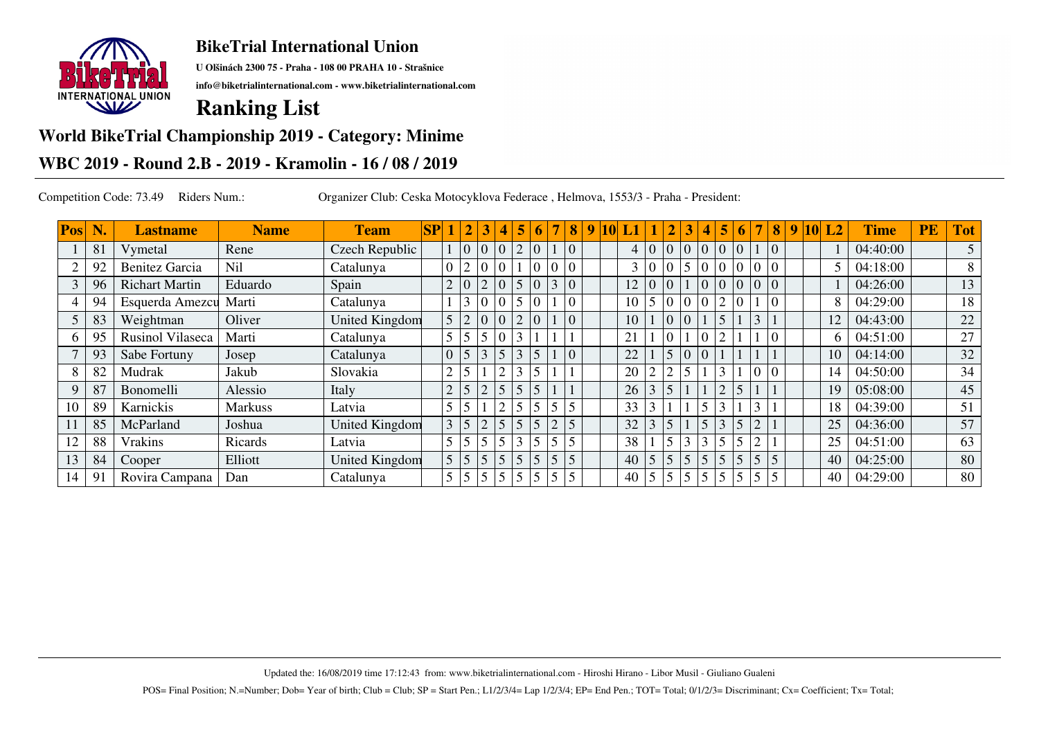## BikeTrial International Union

**U Olšinách 2300 75 - Praha - 108 00 PRAHA 10 - Strašnice**

**info@biketrialinternational.com - www.biketrialinternational.com**

# Ranking List

## World BikeTrial Championship 2019 - Category: Minime

## WBC 2019 - Round 2.B - 2019 - Kramolin - 16 / 08 / 2019

Competition Code: 73.49 Riders Num.: Organizer Club: Ceska Motocyklova Federace , Helmova, 1553/3 - Praha - President:

| Pos | N. | Lastname | Name | Team | SP | 1 | 2 | 3 | 4 | 5 | 6 | 7 | 8 | 9 | 10 | L1 | 1 | 2 | 3 | 4 | 5 | 6 | 7 | 8 | 9 | 10 | L2 | Time | PE | Tot |
|---|---|---|---|---|---|---|---|---|---|---|---|---|---|---|---|---|---|---|---|---|---|---|---|---|---|---|---|---|---|---|
| 1 | 81 | Vymetal | Rene | Czech Republic | | 1 | 0 | 0 | 0 | 2 | 0 | 1 | 0 | | | 4 | 0 | 0 | 0 | 0 | 0 | 0 | 1 | 0 | | | 1 | 04:40:00 | | 5 |
| 2 | 92 | Benitez Garcia | Nil | Catalunya | | 0 | 2 | 0 | 0 | 1 | 0 | 0 | 0 | | | 3 | 0 | 0 | 5 | 0 | 0 | 0 | 0 | 0 | | | 5 | 04:18:00 | | 8 |
| 3 | 96 | Richart Martin | Eduardo | Spain | | 2 | 0 | 2 | 0 | 5 | 0 | 3 | 0 | | | 12 | 0 | 0 | 1 | 0 | 0 | 0 | 0 | 0 | | | 1 | 04:26:00 | | 13 |
| 4 | 94 | Esquerda Amezcu | Marti | Catalunya | | 1 | 3 | 0 | 0 | 5 | 0 | 1 | 0 | | | 10 | 5 | 0 | 0 | 0 | 2 | 0 | 1 | 0 | | | 8 | 04:29:00 | | 18 |
| 5 | 83 | Weightman | Oliver | United Kingdom | | 5 | 2 | 0 | 0 | 2 | 0 | 1 | 0 | | | 10 | 1 | 0 | 0 | 1 | 5 | 1 | 3 | 1 | | | 12 | 04:43:00 | | 22 |
| 6 | 95 | Rusinol Vilaseca | Marti | Catalunya | | 5 | 5 | 5 | 0 | 3 | 1 | 1 | 1 | | | 21 | 1 | 0 | 1 | 0 | 2 | 1 | 1 | 0 | | | 6 | 04:51:00 | | 27 |
| 7 | 93 | Sabe Fortuny | Josep | Catalunya | | 0 | 5 | 3 | 5 | 3 | 5 | 1 | 0 | | | 22 | 1 | 5 | 0 | 0 | 1 | 1 | 1 | 1 | | | 10 | 04:14:00 | | 32 |
| 8 | 82 | Mudrak | Jakub | Slovakia | | 2 | 5 | 1 | 2 | 3 | 5 | 1 | 1 | | | 20 | 2 | 2 | 5 | 1 | 3 | 1 | 0 | 0 | | | 14 | 04:50:00 | | 34 |
| 9 | 87 | Bonomelli | Alessio | Italy | | 2 | 5 | 2 | 5 | 5 | 5 | 1 | 1 | | | 26 | 3 | 5 | 1 | 1 | 2 | 5 | 1 | 1 | | | 19 | 05:08:00 | | 45 |
| 10 | 89 | Karnickis | Markuss | Latvia | | 5 | 5 | 1 | 2 | 5 | 5 | 5 | 5 | | | 33 | 3 | 1 | 1 | 5 | 3 | 1 | 3 | 1 | | | 18 | 04:39:00 | | 51 |
| 11 | 85 | McParland | Joshua | United Kingdom | | 3 | 5 | 2 | 5 | 5 | 5 | 2 | 5 | | | 32 | 3 | 5 | 1 | 5 | 3 | 5 | 2 | 1 | | | 25 | 04:36:00 | | 57 |
| 12 | 88 | Vrakins | Ricards | Latvia | | 5 | 5 | 5 | 5 | 3 | 5 | 5 | 5 | | | 38 | 1 | 5 | 3 | 3 | 5 | 5 | 2 | 1 | | | 25 | 04:51:00 | | 63 |
| 13 | 84 | Cooper | Elliott | United Kingdom | | 5 | 5 | 5 | 5 | 5 | 5 | 5 | 5 | | | 40 | 5 | 5 | 5 | 5 | 5 | 5 | 5 | 5 | | | 40 | 04:25:00 | | 80 |
| 14 | 91 | Rovira Campana | Dan | Catalunya | | 5 | 5 | 5 | 5 | 5 | 5 | 5 | 5 | | | 40 | 5 | 5 | 5 | 5 | 5 | 5 | 5 | 5 | | | 40 | 04:29:00 | | 80 |

Updated the: 16/08/2019 time 17:12:43 from: www.biketrialinternational.com - Hiroshi Hirano - Libor Musil - Giuliano Gualeni

POS= Final Position; N.=Number; Dob= Year of birth; Club = Club; SP = Start Pen.; L1/2/3/4= Lap 1/2/3/4; EP= End Pen.; TOT= Total; 0/1/2/3= Discriminant; Cx= Coefficient; Tx= Total;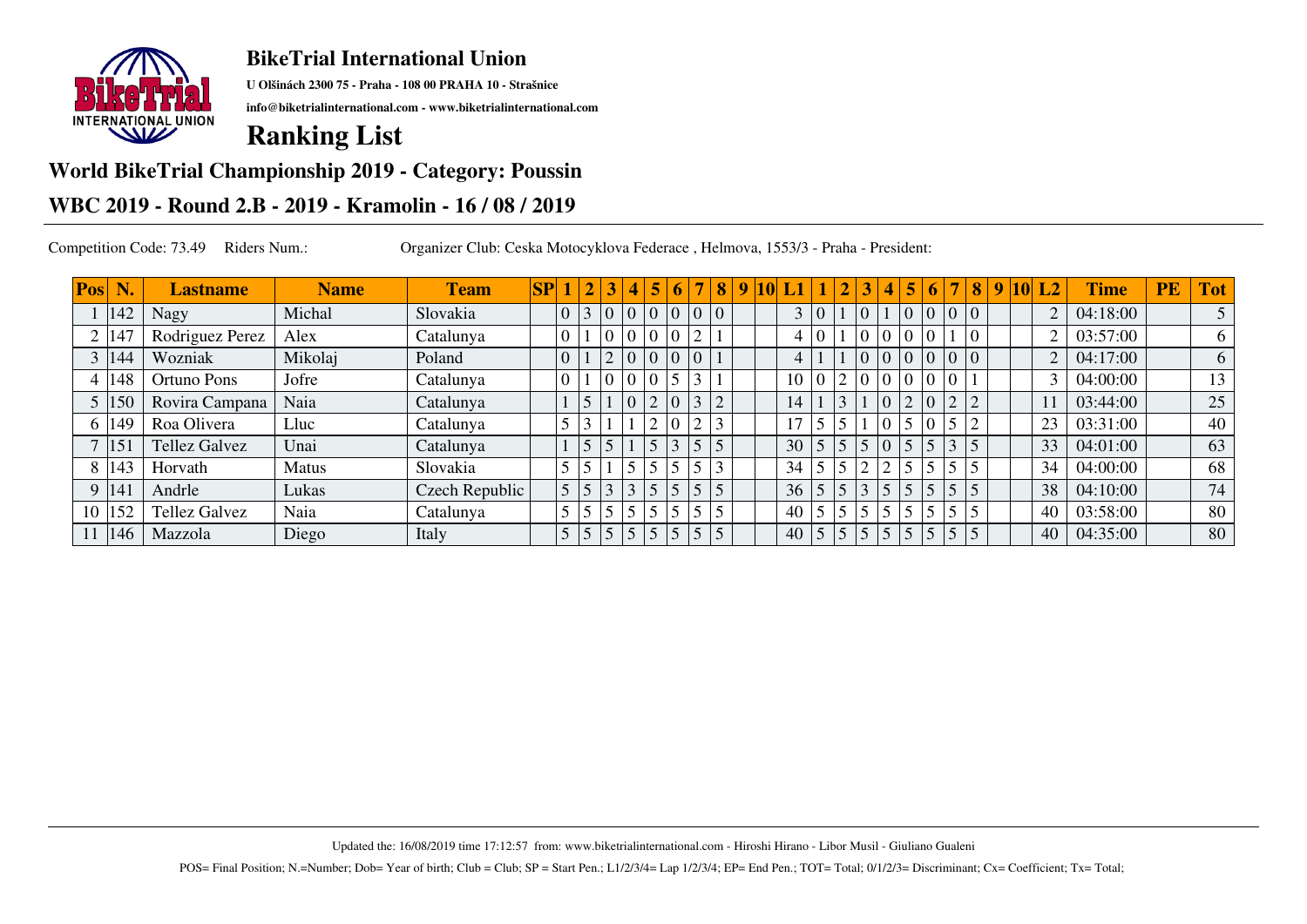## BikeTrial International Union

**U Olšinách 2300 75 - Praha - 108 00 PRAHA 10 - Strašnice**

**info@biketrialinternational.com - www.biketrialinternational.com**

# Ranking List

## World BikeTrial Championship 2019 - Category: Poussin

## WBC 2019 - Round 2.B - 2019 - Kramolin - 16 / 08 / 2019

Competition Code: 73.49 Riders Num.: Organizer Club: Ceska Motocyklova Federace , Helmova, 1553/3 - Praha - President:

| Pos | N. | Lastname | Name | Team | SP | 1 | 2 | 3 | 4 | 5 | 6 | 7 | 8 | 9 | 10 | L1 | 1 | 2 | 3 | 4 | 5 | 6 | 7 | 8 | 9 | 10 | L2 | Time | PE | Tot |
|---|---|---|---|---|---|---|---|---|---|---|---|---|---|---|---|---|---|---|---|---|---|---|---|---|---|---|---|---|---|---|
| 1 | 142 | Nagy | Michal | Slovakia | | 0 | 3 | 0 | 0 | 0 | 0 | 0 | 0 | | | 3 | 0 | 1 | 0 | 1 | 0 | 0 | 0 | 0 | | | 2 | 04:18:00 | | 5 |
| 2 | 147 | Rodriguez Perez | Alex | Catalunya | | 0 | 1 | 0 | 0 | 0 | 0 | 2 | 1 | | | 4 | 0 | 1 | 0 | 0 | 0 | 0 | 1 | 0 | | | 2 | 03:57:00 | | 6 |
| 3 | 144 | Wozniak | Mikolaj | Poland | | 0 | 1 | 2 | 0 | 0 | 0 | 0 | 1 | | | 4 | 1 | 1 | 0 | 0 | 0 | 0 | 0 | 0 | | | 2 | 04:17:00 | | 6 |
| 4 | 148 | Ortuno Pons | Jofre | Catalunya | | 0 | 1 | 0 | 0 | 0 | 5 | 3 | 1 | | | 10 | 0 | 2 | 0 | 0 | 0 | 0 | 0 | 1 | | | 3 | 04:00:00 | | 13 |
| 5 | 150 | Rovira Campana | Naia | Catalunya | | 1 | 5 | 1 | 0 | 2 | 0 | 3 | 2 | | | 14 | 1 | 3 | 1 | 0 | 2 | 0 | 2 | 2 | | | 11 | 03:44:00 | | 25 |
| 6 | 149 | Roa Olivera | Lluc | Catalunya | | 5 | 3 | 1 | 1 | 2 | 0 | 2 | 3 | | | 17 | 5 | 5 | 1 | 0 | 5 | 0 | 5 | 2 | | | 23 | 03:31:00 | | 40 |
| 7 | 151 | Tellez Galvez | Unai | Catalunya | | 1 | 5 | 5 | 1 | 5 | 3 | 5 | 5 | | | 30 | 5 | 5 | 5 | 0 | 5 | 5 | 3 | 5 | | | 33 | 04:01:00 | | 63 |
| 8 | 143 | Horvath | Matus | Slovakia | | 5 | 5 | 1 | 5 | 5 | 5 | 5 | 3 | | | 34 | 5 | 5 | 2 | 2 | 5 | 5 | 5 | 5 | | | 34 | 04:00:00 | | 68 |
| 9 | 141 | Andrle | Lukas | Czech Republic | | 5 | 5 | 3 | 3 | 5 | 5 | 5 | 5 | | | 36 | 5 | 5 | 3 | 5 | 5 | 5 | 5 | 5 | | | 38 | 04:10:00 | | 74 |
| 10 | 152 | Tellez Galvez | Naia | Catalunya | | 5 | 5 | 5 | 5 | 5 | 5 | 5 | 5 | | | 40 | 5 | 5 | 5 | 5 | 5 | 5 | 5 | 5 | | | 40 | 03:58:00 | | 80 |
| 11 | 146 | Mazzola | Diego | Italy | | 5 | 5 | 5 | 5 | 5 | 5 | 5 | 5 | | | 40 | 5 | 5 | 5 | 5 | 5 | 5 | 5 | 5 | | | 40 | 04:35:00 | | 80 |

Updated the: 16/08/2019 time 17:12:57 from: www.biketrialinternational.com - Hiroshi Hirano - Libor Musil - Giuliano Gualeni

POS= Final Position; N.=Number; Dob= Year of birth; Club = Club; SP = Start Pen.; L1/2/3/4= Lap 1/2/3/4; EP= End Pen.; TOT= Total; 0/1/2/3= Discriminant; Cx= Coefficient; Tx= Total;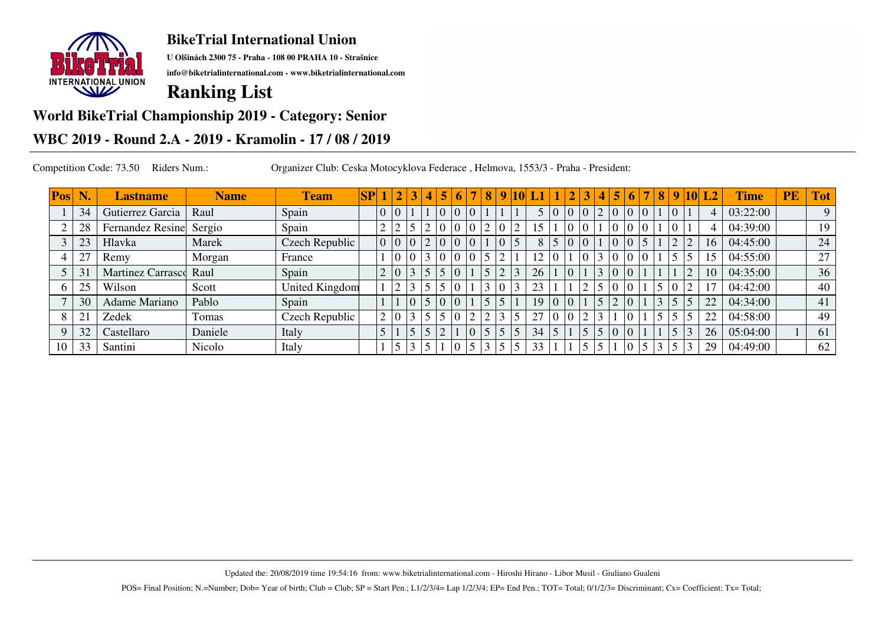**BikeTrial International Union**

**U Olšinách 2300 75 - Praha - 108 00 PRAHA 10 - Strašnice**

**info@biketrialinternational.com - www.biketrialinternational.com**

# Ranking List

## World BikeTrial Championship 2019 - Category: Senior

## WBC 2019 - Round 2.A - 2019 - Kramolin - 17 / 08 / 2019

Competition Code: 73.50 Riders Num.: Organizer Club: Ceska Motocyklova Federace , Helmova, 1553/3 - Praha - President:

| Pos | N. | Lastname | Name | Team | SP | 1 | 2 | 3 | 4 | 5 | 6 | 7 | 8 | 9 | 10 | L1 | 1 | 2 | 3 | 4 | 5 | 6 | 7 | 8 | 9 | 10 | L2 | Time | PE | Tot |
|---|---|---|---|---|---|---|---|---|---|---|---|---|---|---|---|---|---|---|---|---|---|---|---|---|---|---|---|---|---|---|
| 1 | 34 | Gutierrez Garcia | Raul | Spain | | 0 | 0 | 1 | 1 | 0 | 0 | 0 | 1 | 1 | 1 | 5 | 0 | 0 | 0 | 2 | 0 | 0 | 0 | 1 | 0 | 1 | 4 | 03:22:00 | | 9 |
| 2 | 28 | Fernandez Resine | Sergio | Spain | | 2 | 2 | 5 | 2 | 0 | 0 | 0 | 2 | 0 | 2 | 15 | 1 | 0 | 0 | 1 | 0 | 0 | 0 | 1 | 0 | 1 | 4 | 04:39:00 | | 19 |
| 3 | 23 | Hlavka | Marek | Czech Republic | | 0 | 0 | 0 | 2 | 0 | 0 | 0 | 1 | 0 | 5 | 8 | 5 | 0 | 0 | 1 | 0 | 0 | 5 | 1 | 2 | 2 | 16 | 04:45:00 | | 24 |
| 4 | 27 | Remy | Morgan | France | | 1 | 0 | 0 | 3 | 0 | 0 | 0 | 5 | 2 | 1 | 12 | 0 | 1 | 0 | 3 | 0 | 0 | 0 | 1 | 5 | 5 | 15 | 04:55:00 | | 27 |
| 5 | 31 | Martinez Carrasco | Raul | Spain | | 2 | 0 | 3 | 5 | 5 | 0 | 1 | 5 | 2 | 3 | 26 | 1 | 0 | 1 | 3 | 0 | 0 | 1 | 1 | 1 | 2 | 10 | 04:35:00 | | 36 |
| 6 | 25 | Wilson | Scott | United Kingdom | | 1 | 2 | 3 | 5 | 5 | 0 | 1 | 3 | 0 | 3 | 23 | 1 | 1 | 2 | 5 | 0 | 0 | 1 | 5 | 0 | 2 | 17 | 04:42:00 | | 40 |
| 7 | 30 | Adame Mariano | Pablo | Spain | | 1 | 1 | 0 | 5 | 0 | 0 | 1 | 5 | 5 | 1 | 19 | 0 | 0 | 1 | 5 | 2 | 0 | 1 | 3 | 5 | 5 | 22 | 04:34:00 | | 41 |
| 8 | 21 | Zedek | Tomas | Czech Republic | | 2 | 0 | 3 | 5 | 5 | 0 | 2 | 2 | 3 | 5 | 27 | 0 | 0 | 2 | 3 | 1 | 0 | 1 | 5 | 5 | 5 | 22 | 04:58:00 | | 49 |
| 9 | 32 | Castellaro | Daniele | Italy | | 5 | 1 | 5 | 5 | 2 | 1 | 0 | 5 | 5 | 5 | 34 | 5 | 1 | 5 | 5 | 0 | 0 | 1 | 1 | 5 | 3 | 26 | 05:04:00 | 1 | 61 |
| 10 | 33 | Santini | Nicolo | Italy | | 1 | 5 | 3 | 5 | 1 | 0 | 5 | 3 | 5 | 5 | 33 | 1 | 1 | 5 | 5 | 1 | 0 | 5 | 3 | 5 | 3 | 29 | 04:49:00 | | 62 |

Updated the: 20/08/2019 time 19:54:16 from: www.biketrialinternational.com - Hiroshi Hirano - Libor Musil - Giuliano Gualeni

POS= Final Position; N.=Number; Dob= Year of birth; Club = Club; SP = Start Pen.; L1/2/3/4= Lap 1/2/3/4; EP= End Pen.; TOT= Total; 0/1/2/3= Discriminant; Cx= Coefficient; Tx= Total;